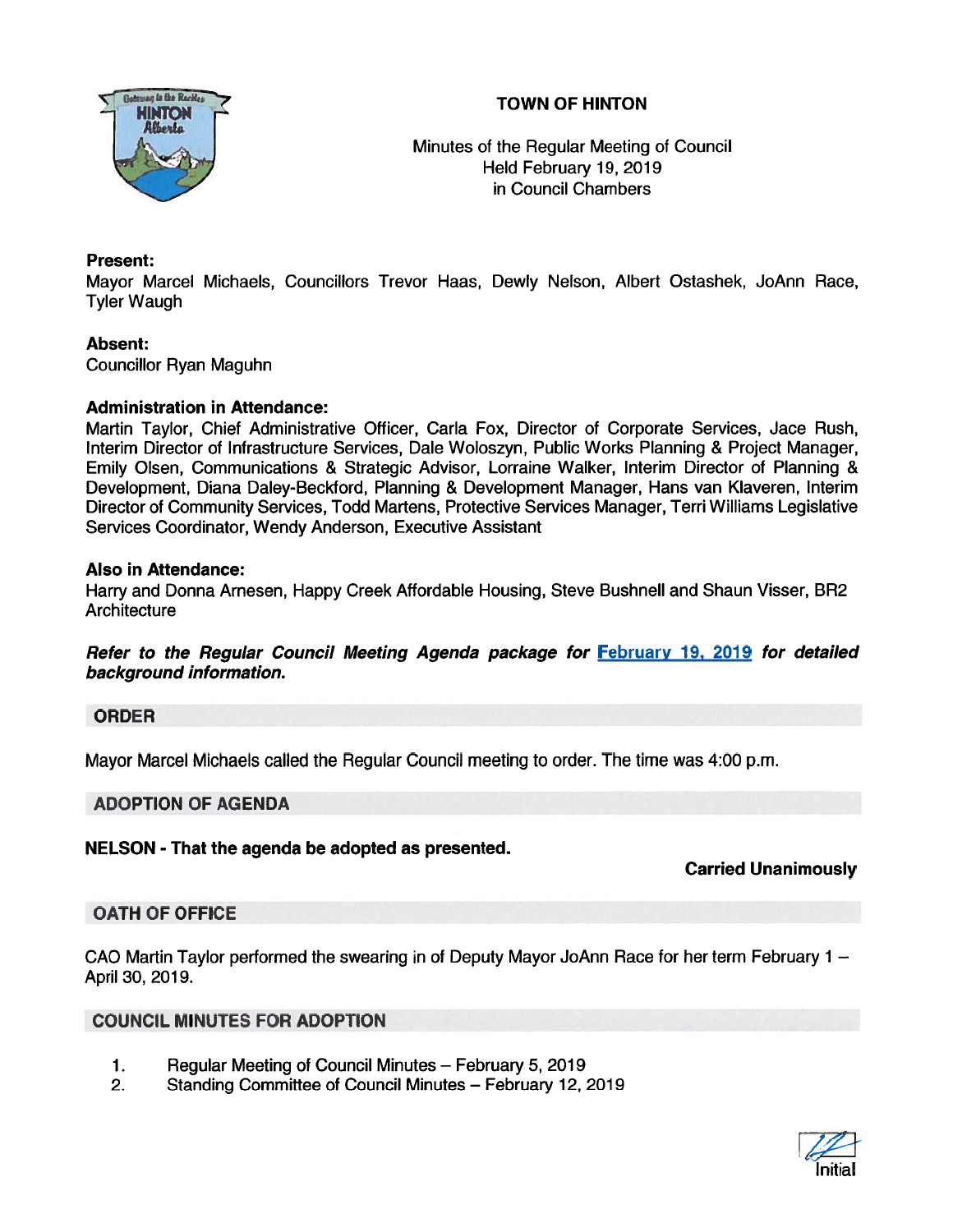# TOWN OF HINTON

Minutes of the Regular Meeting of Council
Held February 19, 2019
in Council Chambers

**Present:**
Mayor Marcel Michaels, Councillors Trevor Haas, Dewly Nelson, Albert Ostashek, JoAnn Race, Tyler Waugh

**Absent:**
Councillor Ryan Maguhn

**Administration in Attendance:**
Martin Taylor, Chief Administrative Officer, Carla Fox, Director of Corporate Services, Jace Rush, Interim Director of Infrastructure Services, Dale Woloszyn, Public Works Planning & Project Manager, Emily Olsen, Communications & Strategic Advisor, Lorraine Walker, Interim Director of Planning & Development, Diana Daley-Beckford, Planning & Development Manager, Hans van Klaveren, Interim Director of Community Services, Todd Martens, Protective Services Manager, Terri Williams Legislative Services Coordinator, Wendy Anderson, Executive Assistant

**Also in Attendance:**
Harry and Donna Arnesen, Happy Creek Affordable Housing, Steve Bushnell and Shaun Visser, BR2 Architecture

***Refer to the Regular Council Meeting Agenda package for [February 19, 2019] for detailed background information.***

## ORDER

Mayor Marcel Michaels called the Regular Council meeting to order. The time was 4:00 p.m.

## ADOPTION OF AGENDA

**NELSON - That the agenda be adopted as presented.**

**Carried Unanimously**

## OATH OF OFFICE

CAO Martin Taylor performed the swearing in of Deputy Mayor JoAnn Race for her term February 1 – April 30, 2019.

## COUNCIL MINUTES FOR ADOPTION

1. Regular Meeting of Council Minutes – February 5, 2019
2. Standing Committee of Council Minutes – February 12, 2019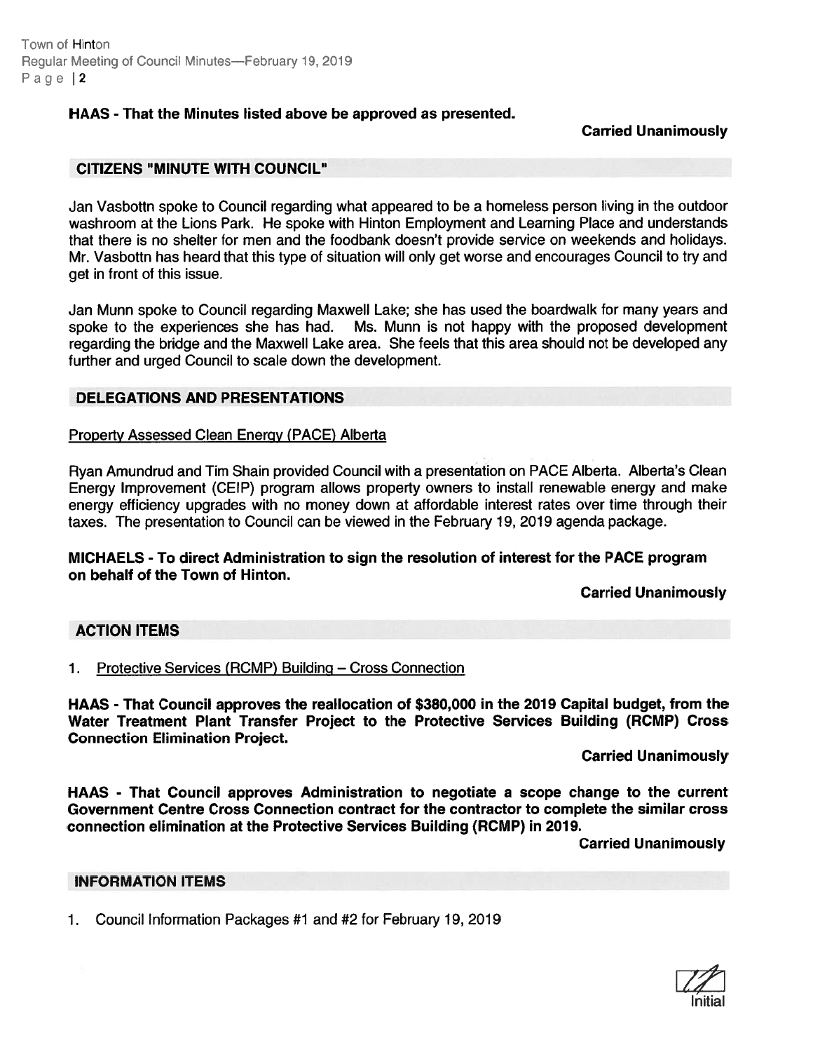**HAAS - That the Minutes listed above be approved as presented.**

**Carried Unanimously**

## CITIZENS "MINUTE WITH COUNCIL"

Jan Vasbottn spoke to Council regarding what appeared to be a homeless person living in the outdoor washroom at the Lions Park. He spoke with Hinton Employment and Learning Place and understands that there is no shelter for men and the foodbank doesn't provide service on weekends and holidays. Mr. Vasbottn has heard that this type of situation will only get worse and encourages Council to try and get in front of this issue.

Jan Munn spoke to Council regarding Maxwell Lake; she has used the boardwalk for many years and spoke to the experiences she has had. Ms. Munn is not happy with the proposed development regarding the bridge and the Maxwell Lake area. She feels that this area should not be developed any further and urged Council to scale down the development.

## DELEGATIONS AND PRESENTATIONS

Property Assessed Clean Energy (PACE) Alberta

Ryan Amundrud and Tim Shain provided Council with a presentation on PACE Alberta. Alberta's Clean Energy Improvement (CEIP) program allows property owners to install renewable energy and make energy efficiency upgrades with no money down at affordable interest rates over time through their taxes. The presentation to Council can be viewed in the February 19, 2019 agenda package.

**MICHAELS - To direct Administration to sign the resolution of interest for the PACE program on behalf of the Town of Hinton.**

**Carried Unanimously**

## ACTION ITEMS

1. Protective Services (RCMP) Building – Cross Connection

**HAAS - That Council approves the reallocation of $380,000 in the 2019 Capital budget, from the Water Treatment Plant Transfer Project to the Protective Services Building (RCMP) Cross Connection Elimination Project.**

**Carried Unanimously**

**HAAS - That Council approves Administration to negotiate a scope change to the current Government Centre Cross Connection contract for the contractor to complete the similar cross connection elimination at the Protective Services Building (RCMP) in 2019.**

**Carried Unanimously**

## INFORMATION ITEMS

1. Council Information Packages #1 and #2 for February 19, 2019

Initial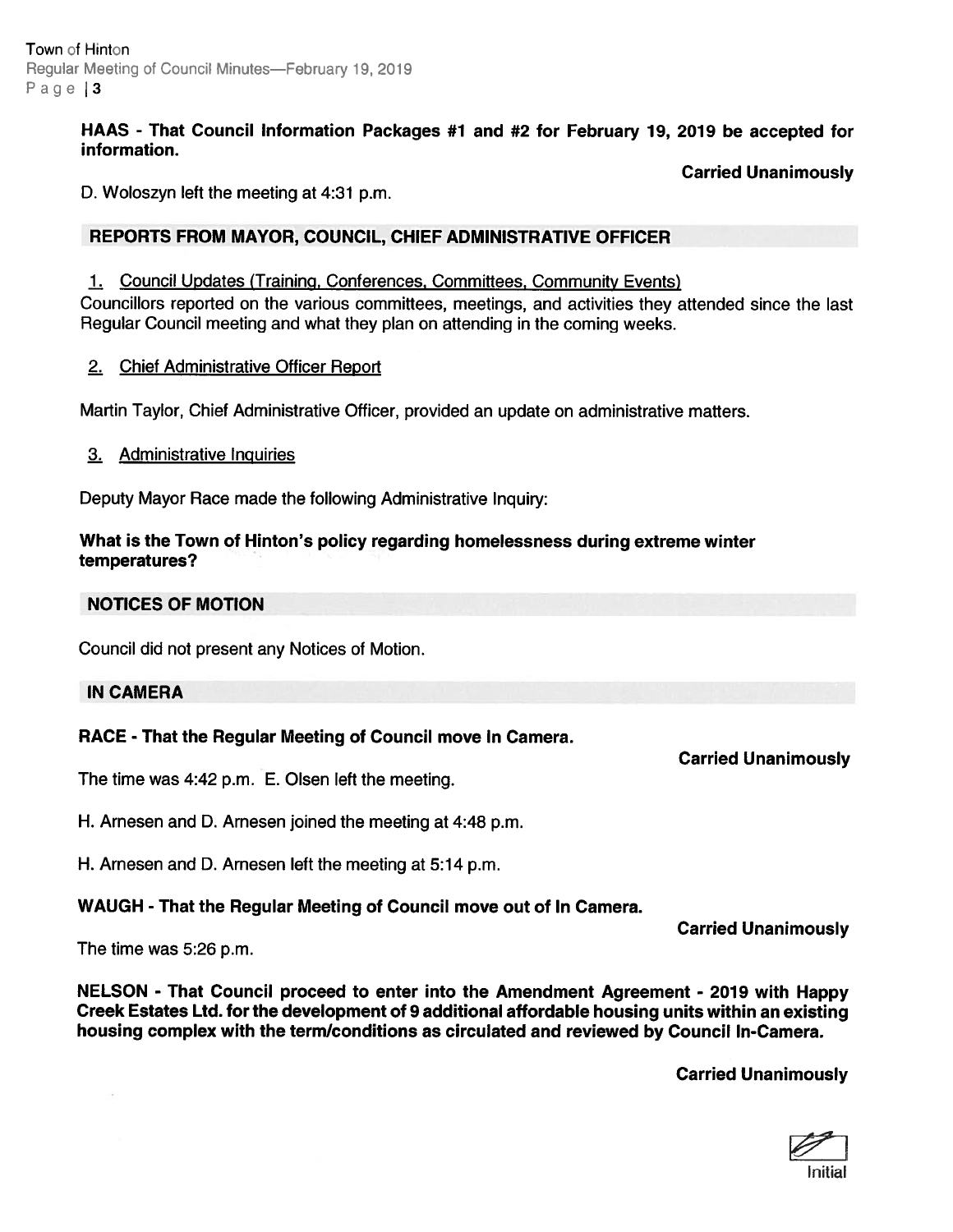**HAAS - That Council Information Packages #1 and #2 for February 19, 2019 be accepted for information.**

**Carried Unanimously**

D. Woloszyn left the meeting at 4:31 p.m.

## REPORTS FROM MAYOR, COUNCIL, CHIEF ADMINISTRATIVE OFFICER

1. Council Updates (Training, Conferences, Committees, Community Events)

Councillors reported on the various committees, meetings, and activities they attended since the last Regular Council meeting and what they plan on attending in the coming weeks.

2. Chief Administrative Officer Report

Martin Taylor, Chief Administrative Officer, provided an update on administrative matters.

3. Administrative Inquiries

Deputy Mayor Race made the following Administrative Inquiry:

**What is the Town of Hinton's policy regarding homelessness during extreme winter temperatures?**

## NOTICES OF MOTION

Council did not present any Notices of Motion.

## IN CAMERA

**RACE - That the Regular Meeting of Council move In Camera.**

**Carried Unanimously**

The time was 4:42 p.m. E. Olsen left the meeting.

H. Arnesen and D. Arnesen joined the meeting at 4:48 p.m.

H. Arnesen and D. Arnesen left the meeting at 5:14 p.m.

**WAUGH - That the Regular Meeting of Council move out of In Camera.**

**Carried Unanimously**

The time was 5:26 p.m.

**NELSON - That Council proceed to enter into the Amendment Agreement - 2019 with Happy Creek Estates Ltd. for the development of 9 additional affordable housing units within an existing housing complex with the term/conditions as circulated and reviewed by Council In-Camera.**

**Carried Unanimously**

Initial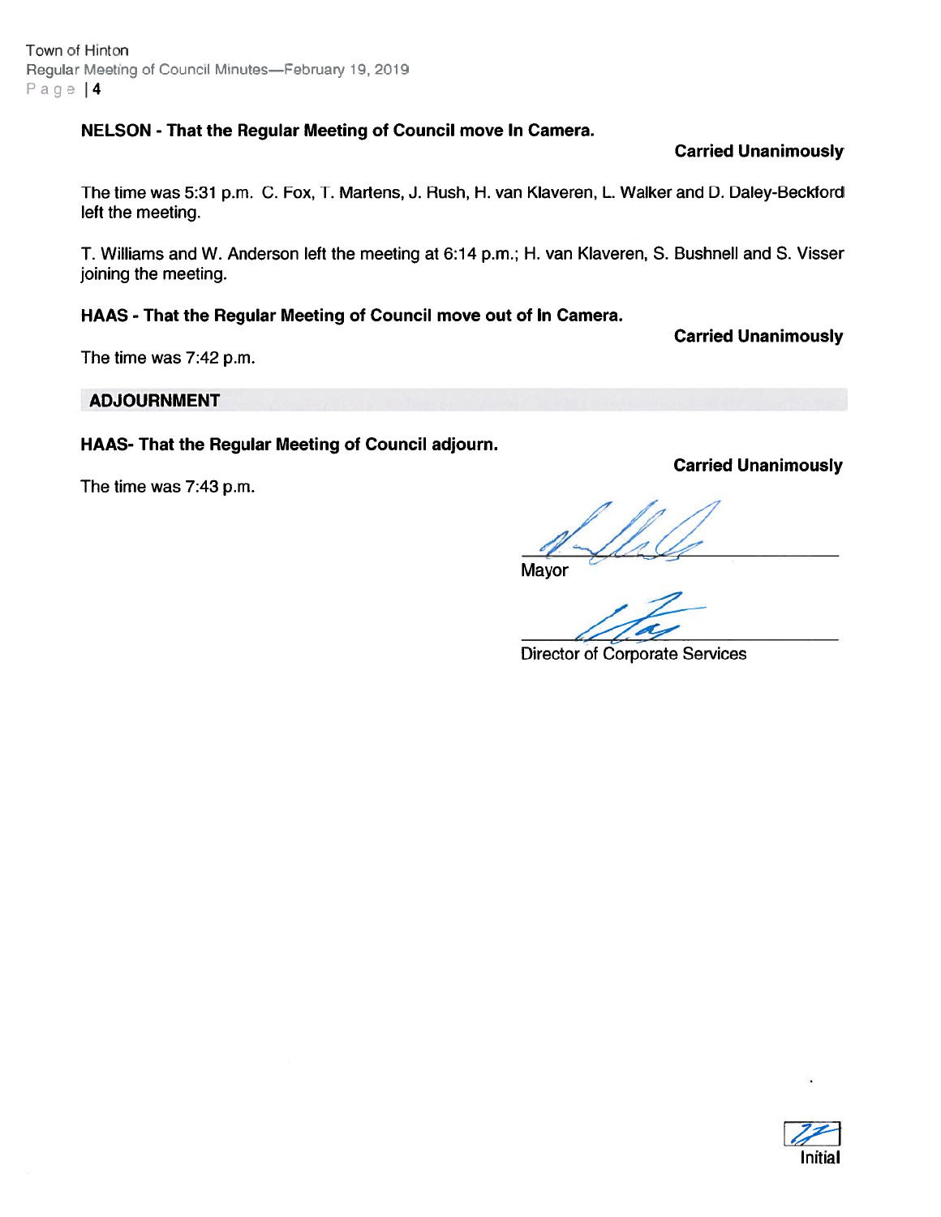**NELSON - That the Regular Meeting of Council move In Camera.**

**Carried Unanimously**

The time was 5:31 p.m. C. Fox, T. Martens, J. Rush, H. van Klaveren, L. Walker and D. Daley-Beckford left the meeting.

T. Williams and W. Anderson left the meeting at 6:14 p.m.; H. van Klaveren, S. Bushnell and S. Visser joining the meeting.

**HAAS - That the Regular Meeting of Council move out of In Camera.**

**Carried Unanimously**

The time was 7:42 p.m.

## ADJOURNMENT

**HAAS- That the Regular Meeting of Council adjourn.**

**Carried Unanimously**

The time was 7:43 p.m.

Mayor

Director of Corporate Services

Initial